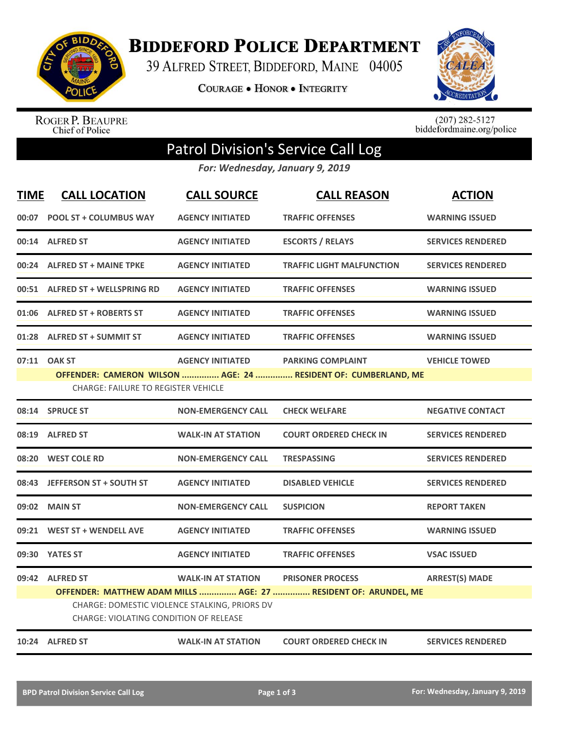# Biddeford Police Department

39 Alfred Street, Biddeford, Maine 04005

Courage • Honor • Integrity

Roger P. Beaupre
Chief of Police

(207) 282-5127
biddefordmaine.org/police

## Patrol Division's Service Call Log

*For: Wednesday, January 9, 2019*

| TIME | CALL LOCATION | CALL SOURCE | CALL REASON | ACTION |
|---|---|---|---|---|
| 00:07 | POOL ST + COLUMBUS WAY | AGENCY INITIATED | TRAFFIC OFFENSES | WARNING ISSUED |
| 00:14 | ALFRED ST | AGENCY INITIATED | ESCORTS / RELAYS | SERVICES RENDERED |
| 00:24 | ALFRED ST + MAINE TPKE | AGENCY INITIATED | TRAFFIC LIGHT MALFUNCTION | SERVICES RENDERED |
| 00:51 | ALFRED ST + WELLSPRING RD | AGENCY INITIATED | TRAFFIC OFFENSES | WARNING ISSUED |
| 01:06 | ALFRED ST + ROBERTS ST | AGENCY INITIATED | TRAFFIC OFFENSES | WARNING ISSUED |
| 01:28 | ALFRED ST + SUMMIT ST | AGENCY INITIATED | TRAFFIC OFFENSES | WARNING ISSUED |
| 07:11 | OAK ST | AGENCY INITIATED | PARKING COMPLAINT | VEHICLE TOWED |
| | **OFFENDER: CAMERON WILSON ............... AGE: 24 ............... RESIDENT OF: CUMBERLAND, ME** | | | |
| | CHARGE: FAILURE TO REGISTER VEHICLE | | | |
| 08:14 | SPRUCE ST | NON-EMERGENCY CALL | CHECK WELFARE | NEGATIVE CONTACT |
| 08:19 | ALFRED ST | WALK-IN AT STATION | COURT ORDERED CHECK IN | SERVICES RENDERED |
| 08:20 | WEST COLE RD | NON-EMERGENCY CALL | TRESPASSING | SERVICES RENDERED |
| 08:43 | JEFFERSON ST + SOUTH ST | AGENCY INITIATED | DISABLED VEHICLE | SERVICES RENDERED |
| 09:02 | MAIN ST | NON-EMERGENCY CALL | SUSPICION | REPORT TAKEN |
| 09:21 | WEST ST + WENDELL AVE | AGENCY INITIATED | TRAFFIC OFFENSES | WARNING ISSUED |
| 09:30 | YATES ST | AGENCY INITIATED | TRAFFIC OFFENSES | VSAC ISSUED |
| 09:42 | ALFRED ST | WALK-IN AT STATION | PRISONER PROCESS | ARREST(S) MADE |
| | **OFFENDER: MATTHEW ADAM MILLS ............... AGE: 27 ............... RESIDENT OF: ARUNDEL, ME** | | | |
| | CHARGE: DOMESTIC VIOLENCE STALKING, PRIORS DV | | | |
| | CHARGE: VIOLATING CONDITION OF RELEASE | | | |
| 10:24 | ALFRED ST | WALK-IN AT STATION | COURT ORDERED CHECK IN | SERVICES RENDERED |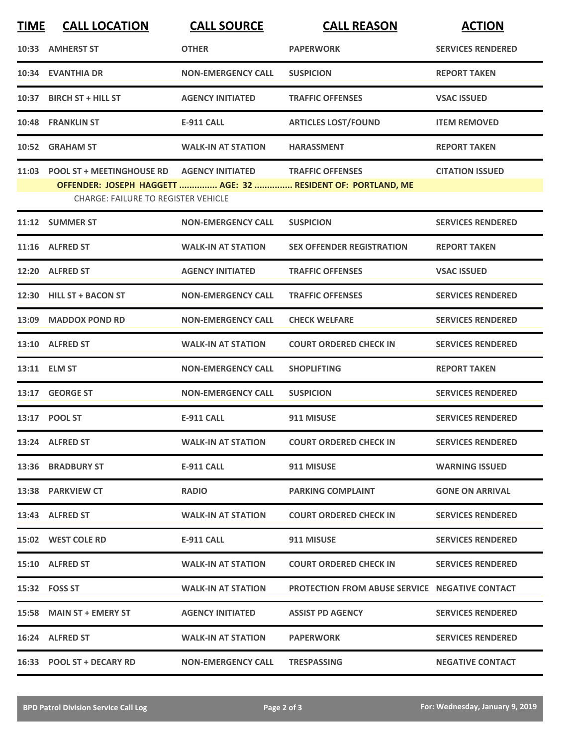| TIME | CALL LOCATION | CALL SOURCE | CALL REASON | ACTION |
| --- | --- | --- | --- | --- |
| 10:33 | AMHERST ST | OTHER | PAPERWORK | SERVICES RENDERED |
| 10:34 | EVANTHIA DR | NON-EMERGENCY CALL | SUSPICION | REPORT TAKEN |
| 10:37 | BIRCH ST + HILL ST | AGENCY INITIATED | TRAFFIC OFFENSES | VSAC ISSUED |
| 10:48 | FRANKLIN ST | E-911 CALL | ARTICLES LOST/FOUND | ITEM REMOVED |
| 10:52 | GRAHAM ST | WALK-IN AT STATION | HARASSMENT | REPORT TAKEN |
| 11:03 | POOL ST + MEETINGHOUSE RD | AGENCY INITIATED | TRAFFIC OFFENSES | CITATION ISSUED |
| | OFFENDER: JOSEPH HAGGETT ............... AGE: 32 ............... RESIDENT OF: PORTLAND, ME | | | |
| | CHARGE: FAILURE TO REGISTER VEHICLE | | | |
| 11:12 | SUMMER ST | NON-EMERGENCY CALL | SUSPICION | SERVICES RENDERED |
| 11:16 | ALFRED ST | WALK-IN AT STATION | SEX OFFENDER REGISTRATION | REPORT TAKEN |
| 12:20 | ALFRED ST | AGENCY INITIATED | TRAFFIC OFFENSES | VSAC ISSUED |
| 12:30 | HILL ST + BACON ST | NON-EMERGENCY CALL | TRAFFIC OFFENSES | SERVICES RENDERED |
| 13:09 | MADDOX POND RD | NON-EMERGENCY CALL | CHECK WELFARE | SERVICES RENDERED |
| 13:10 | ALFRED ST | WALK-IN AT STATION | COURT ORDERED CHECK IN | SERVICES RENDERED |
| 13:11 | ELM ST | NON-EMERGENCY CALL | SHOPLIFTING | REPORT TAKEN |
| 13:17 | GEORGE ST | NON-EMERGENCY CALL | SUSPICION | SERVICES RENDERED |
| 13:17 | POOL ST | E-911 CALL | 911 MISUSE | SERVICES RENDERED |
| 13:24 | ALFRED ST | WALK-IN AT STATION | COURT ORDERED CHECK IN | SERVICES RENDERED |
| 13:36 | BRADBURY ST | E-911 CALL | 911 MISUSE | WARNING ISSUED |
| 13:38 | PARKVIEW CT | RADIO | PARKING COMPLAINT | GONE ON ARRIVAL |
| 13:43 | ALFRED ST | WALK-IN AT STATION | COURT ORDERED CHECK IN | SERVICES RENDERED |
| 15:02 | WEST COLE RD | E-911 CALL | 911 MISUSE | SERVICES RENDERED |
| 15:10 | ALFRED ST | WALK-IN AT STATION | COURT ORDERED CHECK IN | SERVICES RENDERED |
| 15:32 | FOSS ST | WALK-IN AT STATION | PROTECTION FROM ABUSE SERVICE | NEGATIVE CONTACT |
| 15:58 | MAIN ST + EMERY ST | AGENCY INITIATED | ASSIST PD AGENCY | SERVICES RENDERED |
| 16:24 | ALFRED ST | WALK-IN AT STATION | PAPERWORK | SERVICES RENDERED |
| 16:33 | POOL ST + DECARY RD | NON-EMERGENCY CALL | TRESPASSING | NEGATIVE CONTACT |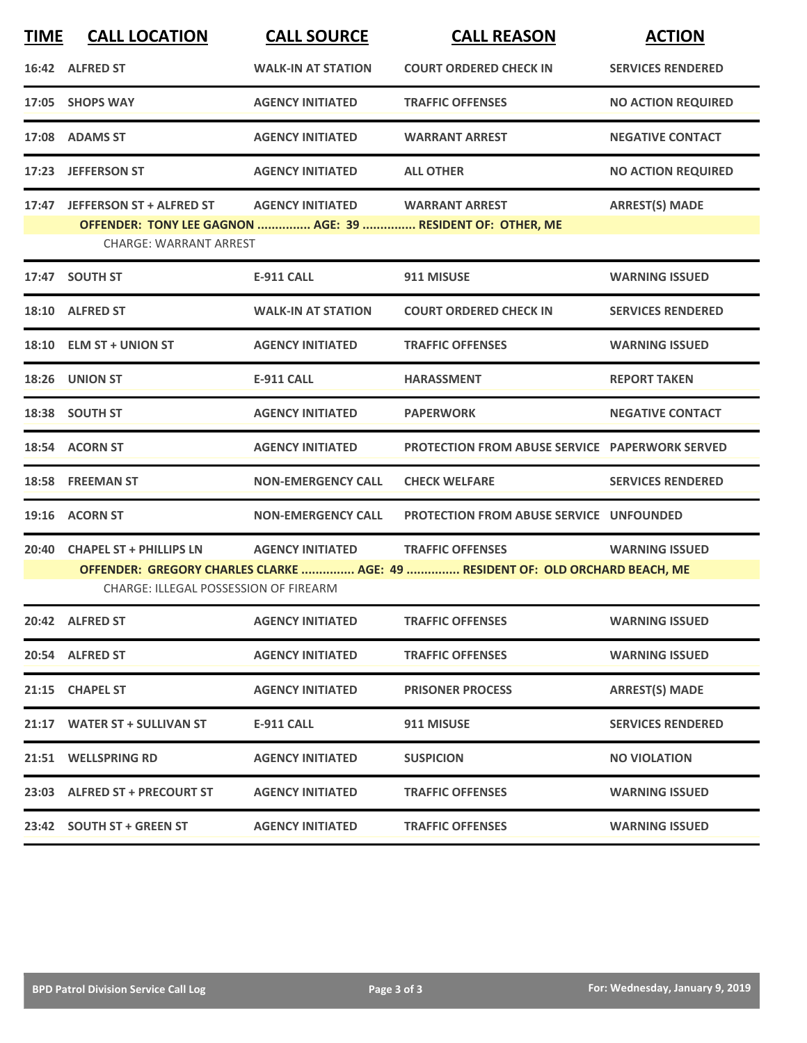| TIME | CALL LOCATION | CALL SOURCE | CALL REASON | ACTION |
|---|---|---|---|---|
| 16:42 | ALFRED ST | WALK-IN AT STATION | COURT ORDERED CHECK IN | SERVICES RENDERED |
| 17:05 | SHOPS WAY | AGENCY INITIATED | TRAFFIC OFFENSES | NO ACTION REQUIRED |
| 17:08 | ADAMS ST | AGENCY INITIATED | WARRANT ARREST | NEGATIVE CONTACT |
| 17:23 | JEFFERSON ST | AGENCY INITIATED | ALL OTHER | NO ACTION REQUIRED |
| 17:47 | JEFFERSON ST + ALFRED ST | AGENCY INITIATED | WARRANT ARREST | ARREST(S) MADE |
| | OFFENDER: TONY LEE GAGNON ............... AGE: 39 ............... RESIDENT OF: OTHER, ME | | | |
| | CHARGE: WARRANT ARREST | | | |
| 17:47 | SOUTH ST | E-911 CALL | 911 MISUSE | WARNING ISSUED |
| 18:10 | ALFRED ST | WALK-IN AT STATION | COURT ORDERED CHECK IN | SERVICES RENDERED |
| 18:10 | ELM ST + UNION ST | AGENCY INITIATED | TRAFFIC OFFENSES | WARNING ISSUED |
| 18:26 | UNION ST | E-911 CALL | HARASSMENT | REPORT TAKEN |
| 18:38 | SOUTH ST | AGENCY INITIATED | PAPERWORK | NEGATIVE CONTACT |
| 18:54 | ACORN ST | AGENCY INITIATED | PROTECTION FROM ABUSE SERVICE | PAPERWORK SERVED |
| 18:58 | FREEMAN ST | NON-EMERGENCY CALL | CHECK WELFARE | SERVICES RENDERED |
| 19:16 | ACORN ST | NON-EMERGENCY CALL | PROTECTION FROM ABUSE SERVICE | UNFOUNDED |
| 20:40 | CHAPEL ST + PHILLIPS LN | AGENCY INITIATED | TRAFFIC OFFENSES | WARNING ISSUED |
| | OFFENDER: GREGORY CHARLES CLARKE ............... AGE: 49 ............... RESIDENT OF: OLD ORCHARD BEACH, ME | | | |
| | CHARGE: ILLEGAL POSSESSION OF FIREARM | | | |
| 20:42 | ALFRED ST | AGENCY INITIATED | TRAFFIC OFFENSES | WARNING ISSUED |
| 20:54 | ALFRED ST | AGENCY INITIATED | TRAFFIC OFFENSES | WARNING ISSUED |
| 21:15 | CHAPEL ST | AGENCY INITIATED | PRISONER PROCESS | ARREST(S) MADE |
| 21:17 | WATER ST + SULLIVAN ST | E-911 CALL | 911 MISUSE | SERVICES RENDERED |
| 21:51 | WELLSPRING RD | AGENCY INITIATED | SUSPICION | NO VIOLATION |
| 23:03 | ALFRED ST + PRECOURT ST | AGENCY INITIATED | TRAFFIC OFFENSES | WARNING ISSUED |
| 23:42 | SOUTH ST + GREEN ST | AGENCY INITIATED | TRAFFIC OFFENSES | WARNING ISSUED |